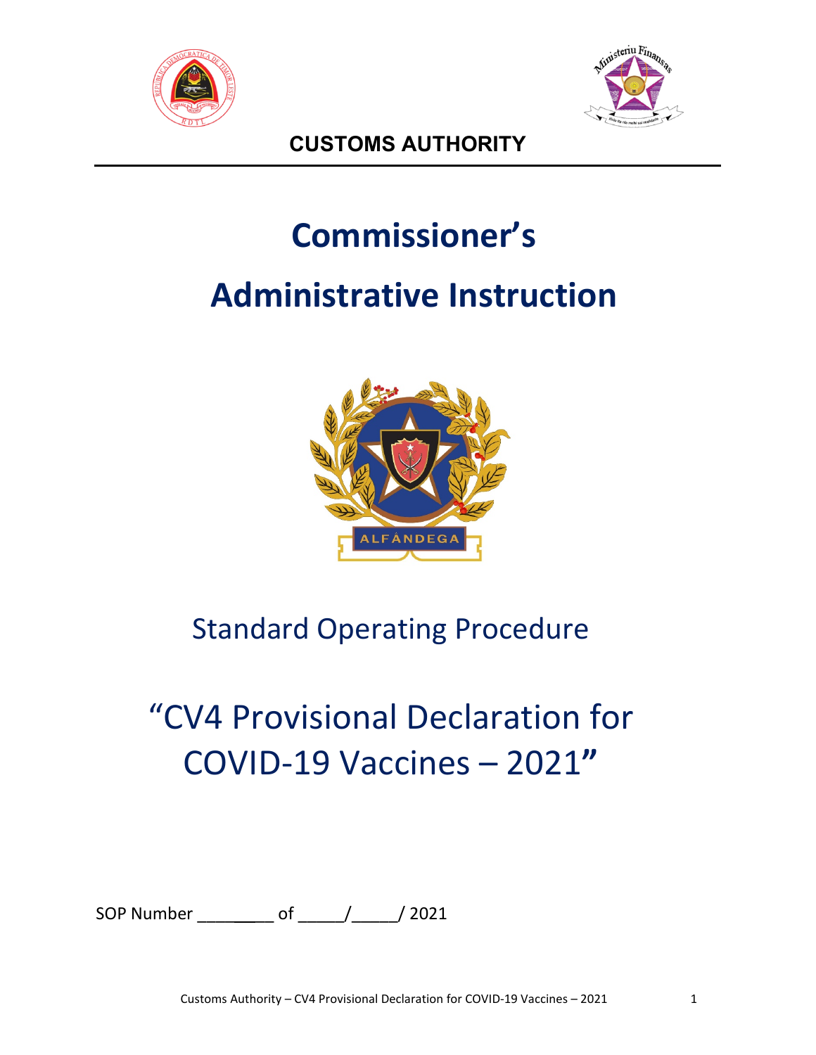**CUSTOMS AUTHORITY**

# Commissioner's

# Administrative Instruction

## Standard Operating Procedure

## "CV4 Provisional Declaration for COVID-19 Vaccines – 2021"

SOP Number ________ of _____/_____/ 2021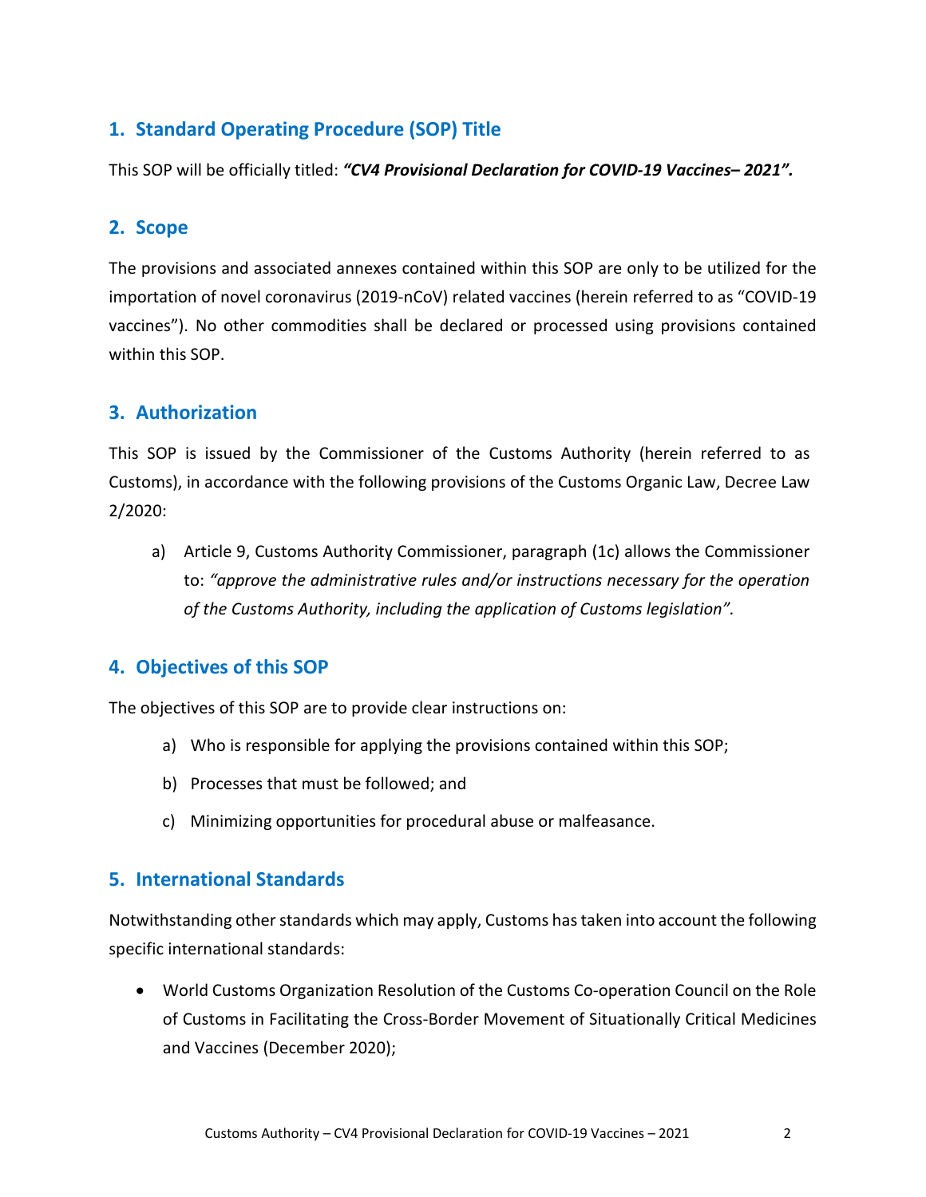## 1. Standard Operating Procedure (SOP) Title

This SOP will be officially titled: ***"CV4 Provisional Declaration for COVID-19 Vaccines– 2021".***

## 2. Scope

The provisions and associated annexes contained within this SOP are only to be utilized for the importation of novel coronavirus (2019-nCoV) related vaccines (herein referred to as "COVID-19 vaccines"). No other commodities shall be declared or processed using provisions contained within this SOP.

## 3. Authorization

This SOP is issued by the Commissioner of the Customs Authority (herein referred to as Customs), in accordance with the following provisions of the Customs Organic Law, Decree Law 2/2020:

a) Article 9, Customs Authority Commissioner, paragraph (1c) allows the Commissioner to: *"approve the administrative rules and/or instructions necessary for the operation of the Customs Authority, including the application of Customs legislation".*

## 4. Objectives of this SOP

The objectives of this SOP are to provide clear instructions on:

a) Who is responsible for applying the provisions contained within this SOP;

b) Processes that must be followed; and

c) Minimizing opportunities for procedural abuse or malfeasance.

## 5. International Standards

Notwithstanding other standards which may apply, Customs has taken into account the following specific international standards:

- World Customs Organization Resolution of the Customs Co-operation Council on the Role of Customs in Facilitating the Cross-Border Movement of Situationally Critical Medicines and Vaccines (December 2020);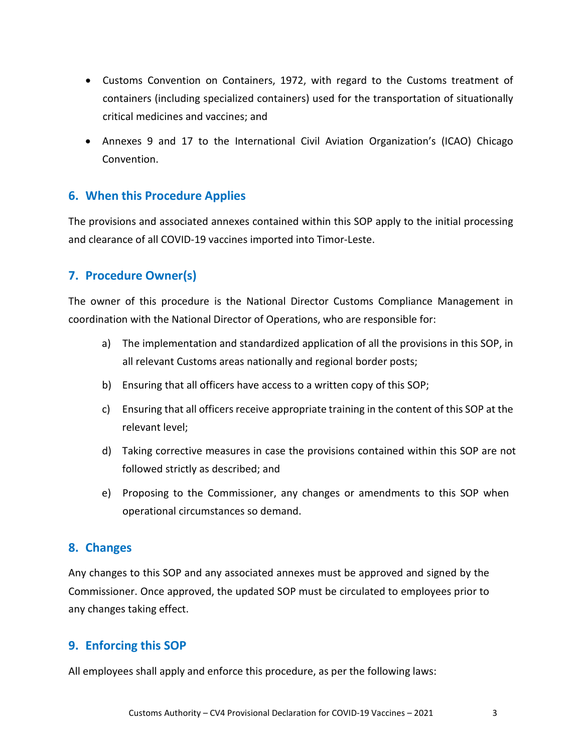- Customs Convention on Containers, 1972, with regard to the Customs treatment of containers (including specialized containers) used for the transportation of situationally critical medicines and vaccines; and
- Annexes 9 and 17 to the International Civil Aviation Organization's (ICAO) Chicago Convention.

## 6. When this Procedure Applies

The provisions and associated annexes contained within this SOP apply to the initial processing and clearance of all COVID-19 vaccines imported into Timor-Leste.

## 7. Procedure Owner(s)

The owner of this procedure is the National Director Customs Compliance Management in coordination with the National Director of Operations, who are responsible for:

a) The implementation and standardized application of all the provisions in this SOP, in all relevant Customs areas nationally and regional border posts;

b) Ensuring that all officers have access to a written copy of this SOP;

c) Ensuring that all officers receive appropriate training in the content of this SOP at the relevant level;

d) Taking corrective measures in case the provisions contained within this SOP are not followed strictly as described; and

e) Proposing to the Commissioner, any changes or amendments to this SOP when operational circumstances so demand.

## 8. Changes

Any changes to this SOP and any associated annexes must be approved and signed by the Commissioner. Once approved, the updated SOP must be circulated to employees prior to any changes taking effect.

## 9. Enforcing this SOP

All employees shall apply and enforce this procedure, as per the following laws: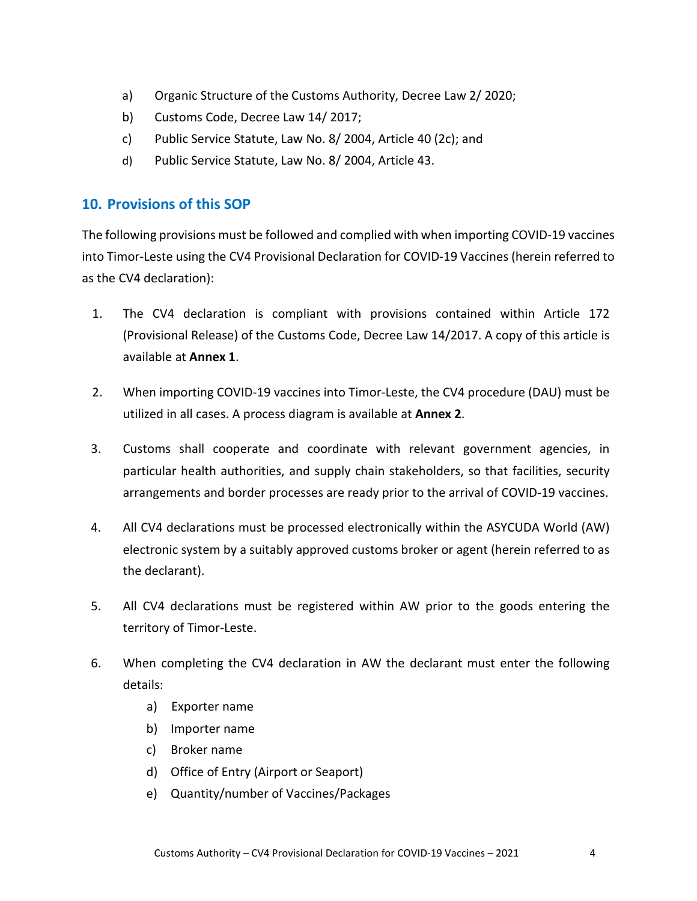a) Organic Structure of the Customs Authority, Decree Law 2/ 2020;
b) Customs Code, Decree Law 14/ 2017;
c) Public Service Statute, Law No. 8/ 2004, Article 40 (2c); and
d) Public Service Statute, Law No. 8/ 2004, Article 43.

## 10. Provisions of this SOP

The following provisions must be followed and complied with when importing COVID-19 vaccines into Timor-Leste using the CV4 Provisional Declaration for COVID-19 Vaccines (herein referred to as the CV4 declaration):

1. The CV4 declaration is compliant with provisions contained within Article 172 (Provisional Release) of the Customs Code, Decree Law 14/2017. A copy of this article is available at **Annex 1**.

2. When importing COVID-19 vaccines into Timor-Leste, the CV4 procedure (DAU) must be utilized in all cases. A process diagram is available at **Annex 2**.

3. Customs shall cooperate and coordinate with relevant government agencies, in particular health authorities, and supply chain stakeholders, so that facilities, security arrangements and border processes are ready prior to the arrival of COVID-19 vaccines.

4. All CV4 declarations must be processed electronically within the ASYCUDA World (AW) electronic system by a suitably approved customs broker or agent (herein referred to as the declarant).

5. All CV4 declarations must be registered within AW prior to the goods entering the territory of Timor-Leste.

6. When completing the CV4 declaration in AW the declarant must enter the following details:
    a) Exporter name
    b) Importer name
    c) Broker name
    d) Office of Entry (Airport or Seaport)
    e) Quantity/number of Vaccines/Packages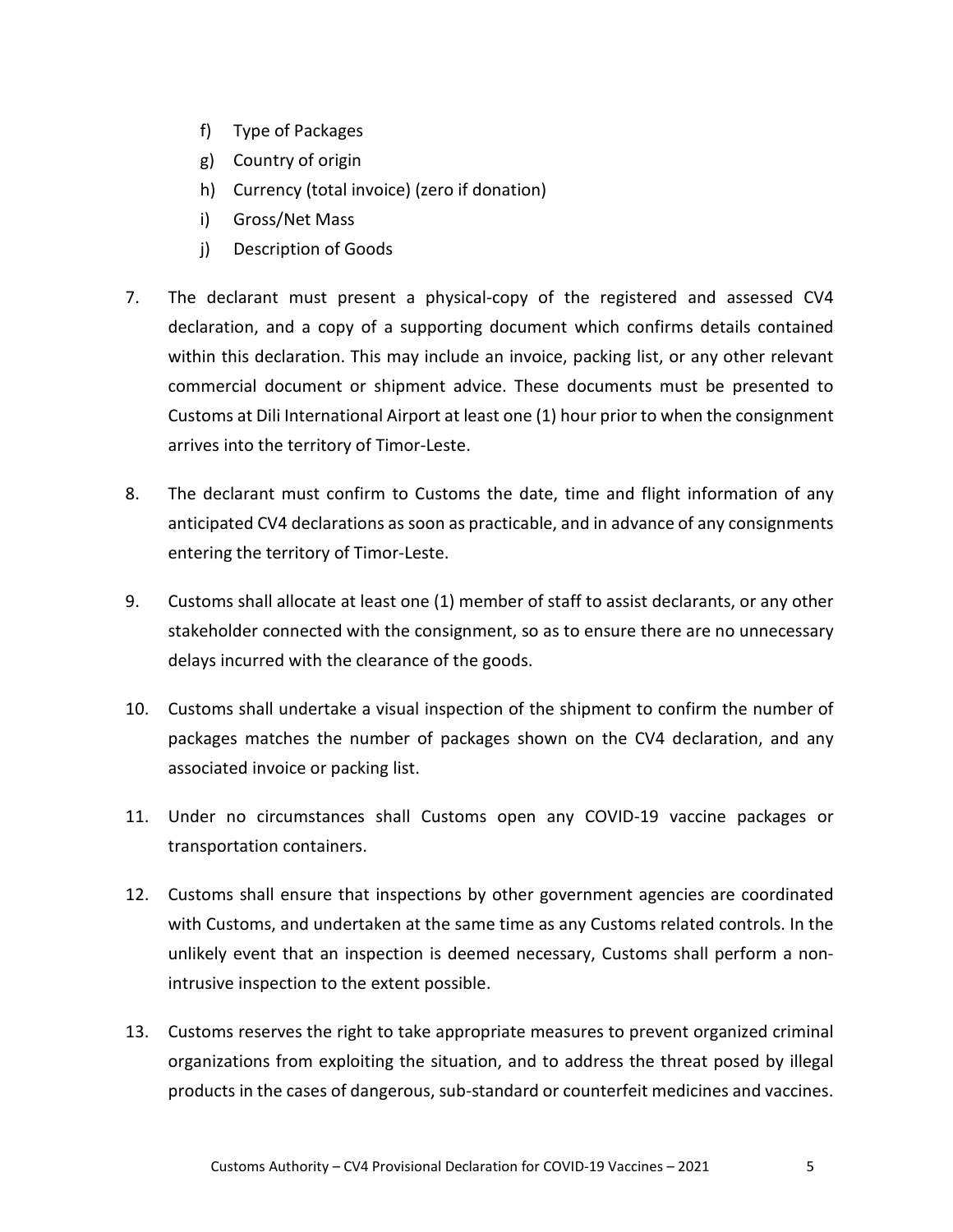f) Type of Packages
g) Country of origin
h) Currency (total invoice) (zero if donation)
i) Gross/Net Mass
j) Description of Goods

7. The declarant must present a physical-copy of the registered and assessed CV4 declaration, and a copy of a supporting document which confirms details contained within this declaration. This may include an invoice, packing list, or any other relevant commercial document or shipment advice. These documents must be presented to Customs at Dili International Airport at least one (1) hour prior to when the consignment arrives into the territory of Timor-Leste.

8. The declarant must confirm to Customs the date, time and flight information of any anticipated CV4 declarations as soon as practicable, and in advance of any consignments entering the territory of Timor-Leste.

9. Customs shall allocate at least one (1) member of staff to assist declarants, or any other stakeholder connected with the consignment, so as to ensure there are no unnecessary delays incurred with the clearance of the goods.

10. Customs shall undertake a visual inspection of the shipment to confirm the number of packages matches the number of packages shown on the CV4 declaration, and any associated invoice or packing list.

11. Under no circumstances shall Customs open any COVID-19 vaccine packages or transportation containers.

12. Customs shall ensure that inspections by other government agencies are coordinated with Customs, and undertaken at the same time as any Customs related controls. In the unlikely event that an inspection is deemed necessary, Customs shall perform a non-intrusive inspection to the extent possible.

13. Customs reserves the right to take appropriate measures to prevent organized criminal organizations from exploiting the situation, and to address the threat posed by illegal products in the cases of dangerous, sub-standard or counterfeit medicines and vaccines.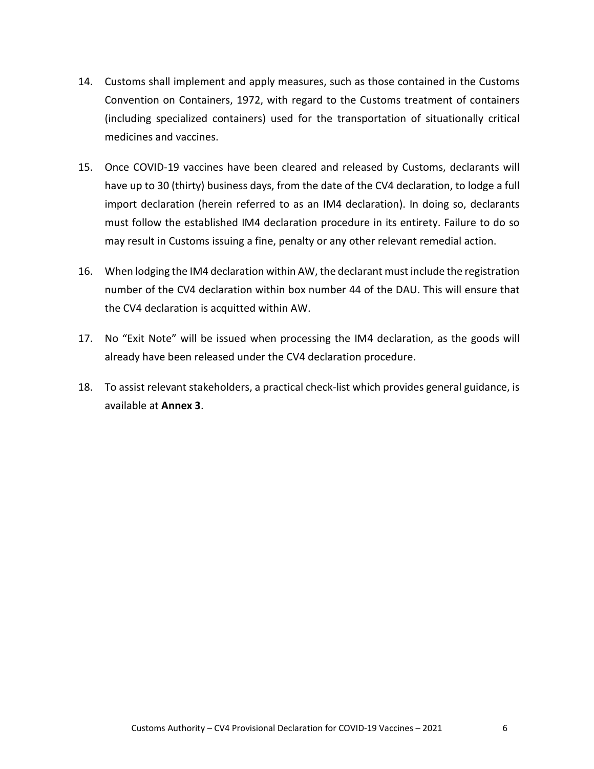14. Customs shall implement and apply measures, such as those contained in the Customs Convention on Containers, 1972, with regard to the Customs treatment of containers (including specialized containers) used for the transportation of situationally critical medicines and vaccines.

15. Once COVID-19 vaccines have been cleared and released by Customs, declarants will have up to 30 (thirty) business days, from the date of the CV4 declaration, to lodge a full import declaration (herein referred to as an IM4 declaration). In doing so, declarants must follow the established IM4 declaration procedure in its entirety. Failure to do so may result in Customs issuing a fine, penalty or any other relevant remedial action.

16. When lodging the IM4 declaration within AW, the declarant must include the registration number of the CV4 declaration within box number 44 of the DAU. This will ensure that the CV4 declaration is acquitted within AW.

17. No "Exit Note" will be issued when processing the IM4 declaration, as the goods will already have been released under the CV4 declaration procedure.

18. To assist relevant stakeholders, a practical check-list which provides general guidance, is available at **Annex 3**.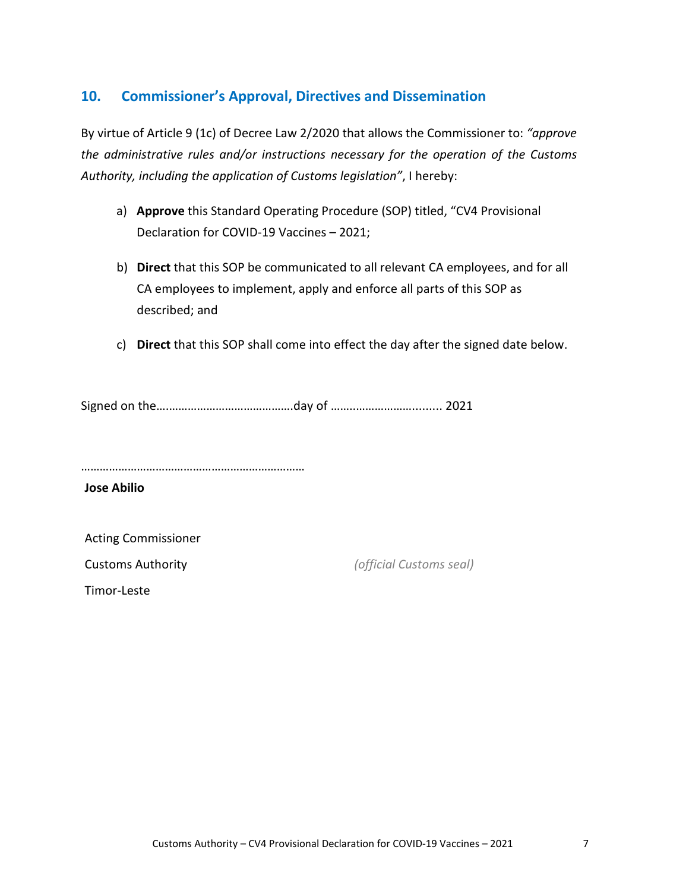## 10. Commissioner's Approval, Directives and Dissemination

By virtue of Article 9 (1c) of Decree Law 2/2020 that allows the Commissioner to: *"approve the administrative rules and/or instructions necessary for the operation of the Customs Authority, including the application of Customs legislation"*, I hereby:

a) **Approve** this Standard Operating Procedure (SOP) titled, "CV4 Provisional Declaration for COVID-19 Vaccines – 2021;

b) **Direct** that this SOP be communicated to all relevant CA employees, and for all CA employees to implement, apply and enforce all parts of this SOP as described; and

c) **Direct** that this SOP shall come into effect the day after the signed date below.

Signed on the…………………………………….day of ……..……………......... 2021

………………………………………………………………

**Jose Abilio**

Acting Commissioner

Customs Authority

Timor-Leste

*(official Customs seal)*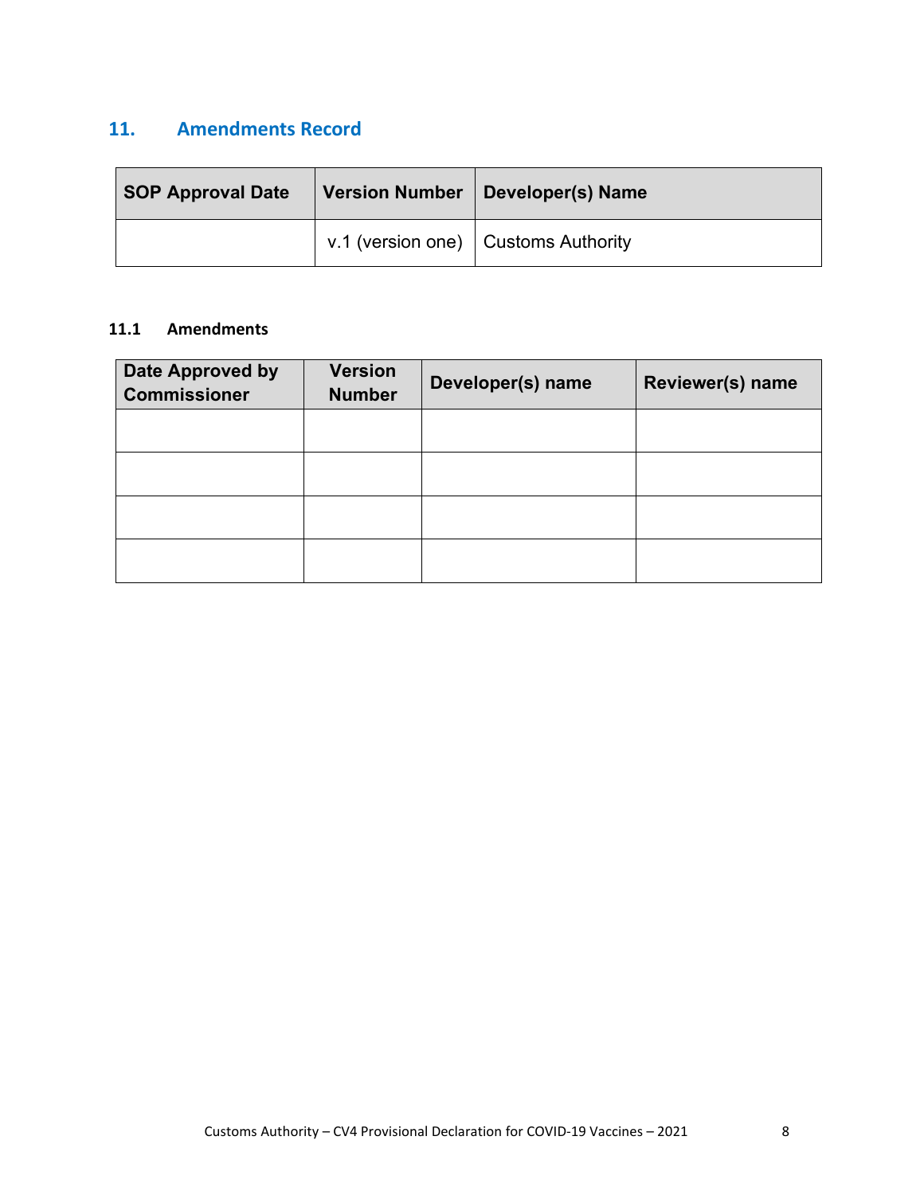## 11. Amendments Record

| SOP Approval Date | Version Number | Developer(s) Name |
|---|---|---|
| | v.1 (version one) | Customs Authority |

### 11.1 Amendments

| Date Approved by Commissioner | Version Number | Developer(s) name | Reviewer(s) name |
|---|---|---|---|
| | | | |
| | | | |
| | | | |
| | | | |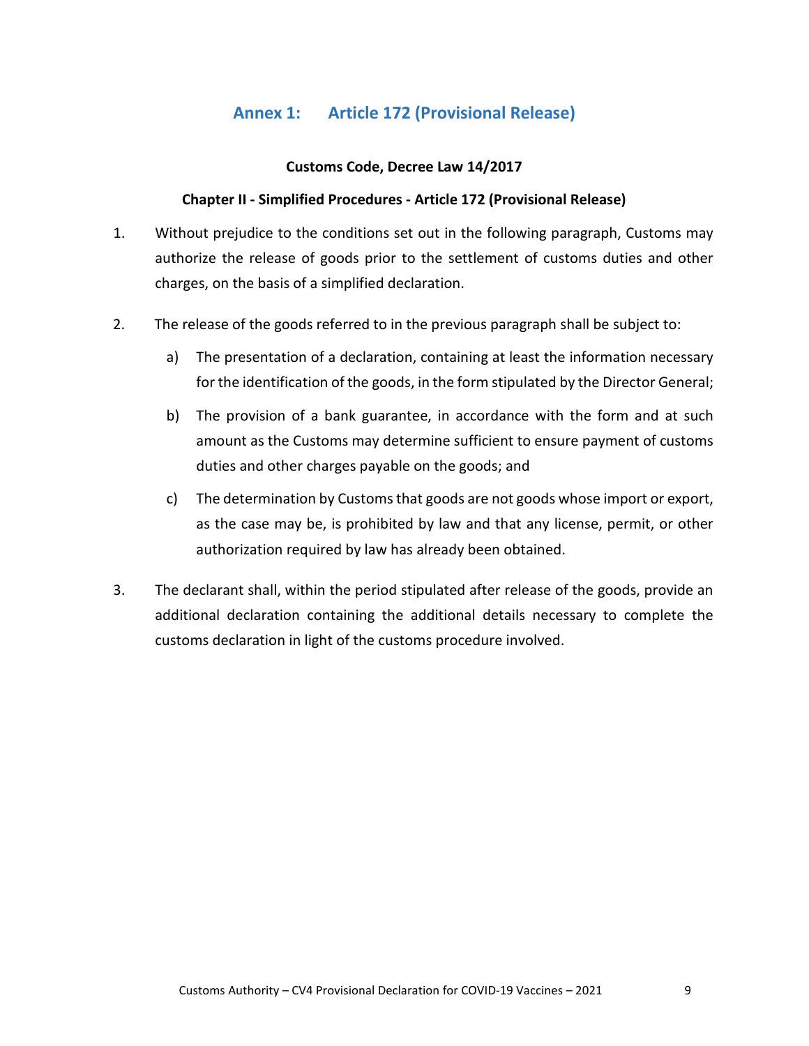## Annex 1: Article 172 (Provisional Release)

**Customs Code, Decree Law 14/2017**

**Chapter II - Simplified Procedures - Article 172 (Provisional Release)**

1. Without prejudice to the conditions set out in the following paragraph, Customs may authorize the release of goods prior to the settlement of customs duties and other charges, on the basis of a simplified declaration.

2. The release of the goods referred to in the previous paragraph shall be subject to:

   a) The presentation of a declaration, containing at least the information necessary for the identification of the goods, in the form stipulated by the Director General;

   b) The provision of a bank guarantee, in accordance with the form and at such amount as the Customs may determine sufficient to ensure payment of customs duties and other charges payable on the goods; and

   c) The determination by Customs that goods are not goods whose import or export, as the case may be, is prohibited by law and that any license, permit, or other authorization required by law has already been obtained.

3. The declarant shall, within the period stipulated after release of the goods, provide an additional declaration containing the additional details necessary to complete the customs declaration in light of the customs procedure involved.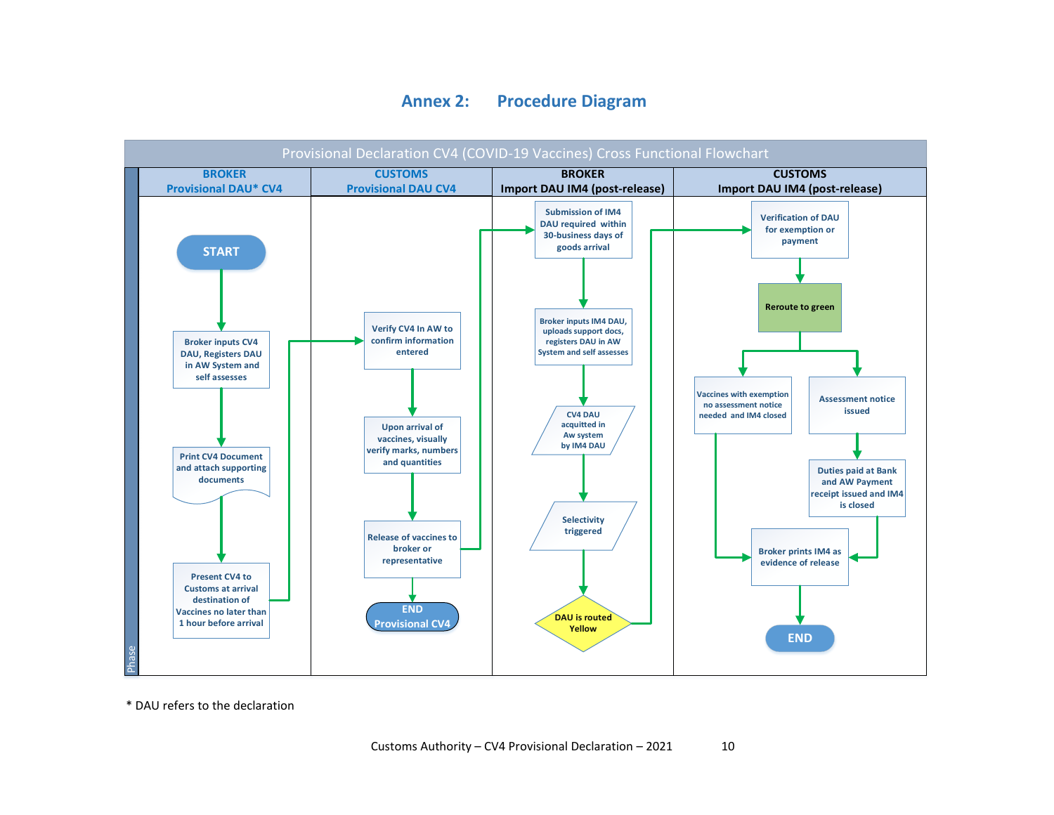## Annex 2: Procedure Diagram

**Provisional Declaration CV4 (COVID-19 Vaccines) Cross Functional Flowchart**

| BROKER Provisional DAU* CV4 | CUSTOMS Provisional DAU CV4 | BROKER Import DAU IM4 (post-release) | CUSTOMS Import DAU IM4 (post-release) |
| --- | --- | --- | --- |
| START | | | |
| Broker inputs CV4 DAU, Registers DAU in AW System and self assesses | Verify CV4 In AW to confirm information entered | Submission of IM4 DAU required within 30-business days of goods arrival | Verification of DAU for exemption or payment |
| Print CV4 Document and attach supporting documents | Upon arrival of vaccines, visually verify marks, numbers and quantities | Broker inputs IM4 DAU, uploads support docs, registers DAU in AW System and self assesses | Reroute to green |
| Present CV4 to Customs at arrival destination of Vaccines no later than 1 hour before arrival | Release of vaccines to broker or representative | CV4 DAU acquitted in Aw system by IM4 DAU | Vaccines with exemption no assessment notice needed and IM4 closed / Assessment notice issued |
| | END Provisional CV4 | Selectivity triggered | Duties paid at Bank and AW Payment receipt issued and IM4 is closed |
| | | DAU is routed Yellow | Broker prints IM4 as evidence of release |
| | | | END |

Flow: START → Broker inputs CV4 DAU, Registers DAU in AW System and self assesses → Print CV4 Document and attach supporting documents → Present CV4 to Customs at arrival destination of Vaccines no later than 1 hour before arrival → Verify CV4 In AW to confirm information entered → Upon arrival of vaccines, visually verify marks, numbers and quantities → Release of vaccines to broker or representative → END Provisional CV4; and → Submission of IM4 DAU required within 30-business days of goods arrival → Broker inputs IM4 DAU, uploads support docs, registers DAU in AW System and self assesses → CV4 DAU acquitted in Aw system by IM4 DAU → Selectivity triggered → DAU is routed Yellow → Verification of DAU for exemption or payment → Reroute to green → (Vaccines with exemption no assessment notice needed and IM4 closed) or (Assessment notice issued → Duties paid at Bank and AW Payment receipt issued and IM4 is closed) → Broker prints IM4 as evidence of release → END

Phase

\* DAU refers to the declaration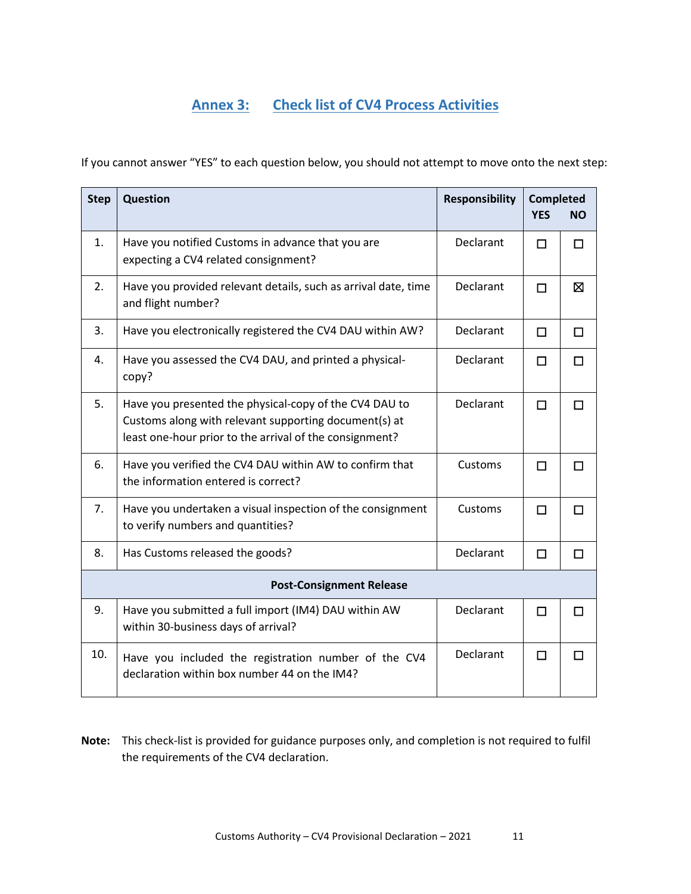## Annex 3: Check list of CV4 Process Activities

If you cannot answer "YES" to each question below, you should not attempt to move onto the next step:

| Step | Question | Responsibility | Completed YES | Completed NO |
|---|---|---|---|---|
| 1. | Have you notified Customs in advance that you are expecting a CV4 related consignment? | Declarant | ☐ | ☐ |
| 2. | Have you provided relevant details, such as arrival date, time and flight number? | Declarant | ☐ | ☒ |
| 3. | Have you electronically registered the CV4 DAU within AW? | Declarant | ☐ | ☐ |
| 4. | Have you assessed the CV4 DAU, and printed a physical-copy? | Declarant | ☐ | ☐ |
| 5. | Have you presented the physical-copy of the CV4 DAU to Customs along with relevant supporting document(s) at least one-hour prior to the arrival of the consignment? | Declarant | ☐ | ☐ |
| 6. | Have you verified the CV4 DAU within AW to confirm that the information entered is correct? | Customs | ☐ | ☐ |
| 7. | Have you undertaken a visual inspection of the consignment to verify numbers and quantities? | Customs | ☐ | ☐ |
| 8. | Has Customs released the goods? | Declarant | ☐ | ☐ |
| | **Post-Consignment Release** | | | |
| 9. | Have you submitted a full import (IM4) DAU within AW within 30-business days of arrival? | Declarant | ☐ | ☐ |
| 10. | Have you included the registration number of the CV4 declaration within box number 44 on the IM4? | Declarant | ☐ | ☐ |

**Note:** This check-list is provided for guidance purposes only, and completion is not required to fulfil the requirements of the CV4 declaration.